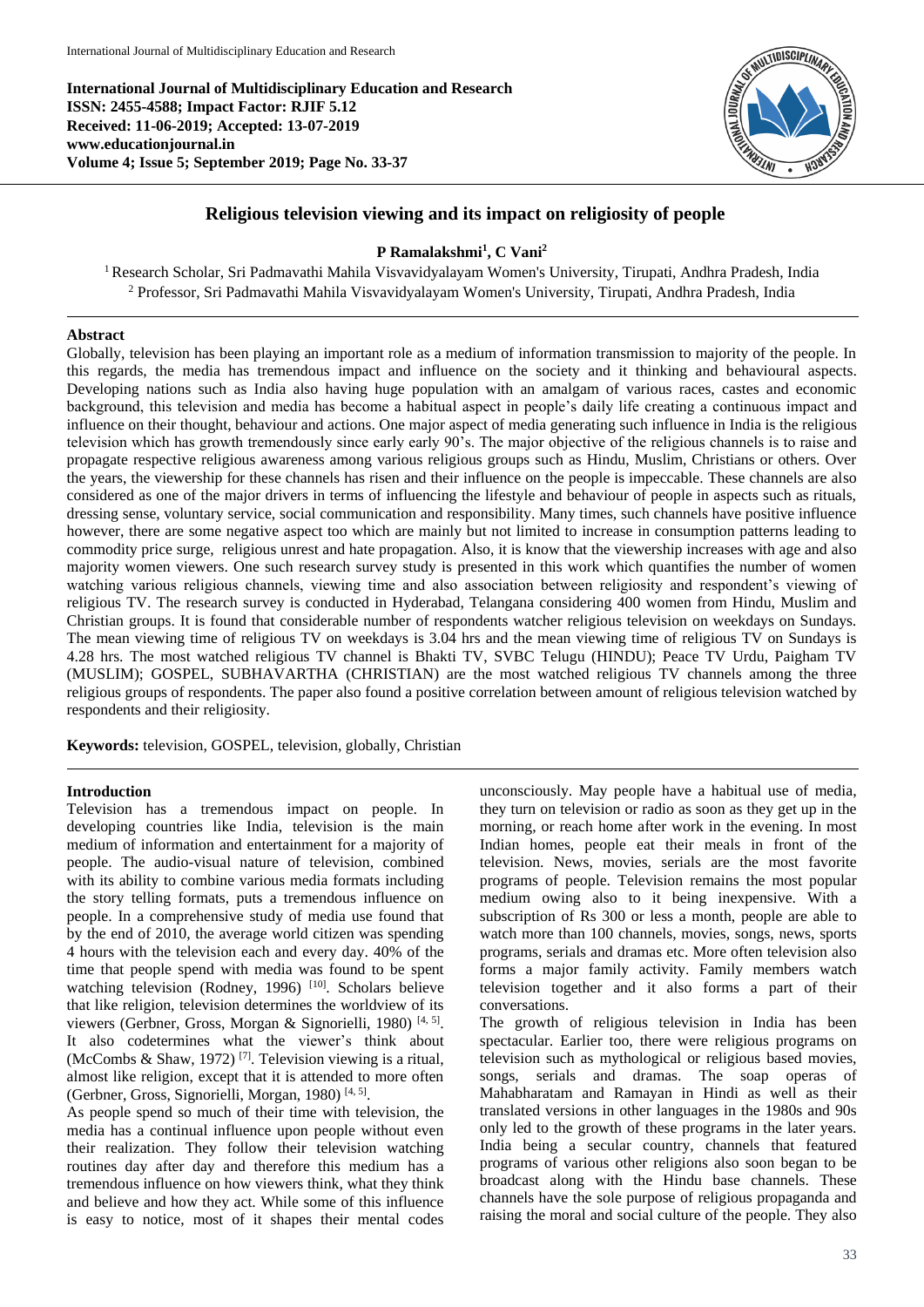**International Journal of Multidisciplinary Education and Research**
**ISSN: 2455-4588; Impact Factor: RJIF 5.12**
**Received: 11-06-2019; Accepted: 13-07-2019**
**www.educationjournal.in**
**Volume 4; Issue 5; September 2019; Page No. 33-37**

# Religious television viewing and its impact on religiosity of people

**P Ramalakshmi[1], C Vani[2]**

[1] Research Scholar, Sri Padmavathi Mahila Visvavidyalayam Women's University, Tirupati, Andhra Pradesh, India
[2] Professor, Sri Padmavathi Mahila Visvavidyalayam Women's University, Tirupati, Andhra Pradesh, India

## Abstract

Globally, television has been playing an important role as a medium of information transmission to majority of the people. In this regards, the media has tremendous impact and influence on the society and it thinking and behavioural aspects. Developing nations such as India also having huge population with an amalgam of various races, castes and economic background, this television and media has become a habitual aspect in people's daily life creating a continuous impact and influence on their thought, behaviour and actions. One major aspect of media generating such influence in India is the religious television which has growth tremendously since early early 90's. The major objective of the religious channels is to raise and propagate respective religious awareness among various religious groups such as Hindu, Muslim, Christians or others. Over the years, the viewership for these channels has risen and their influence on the people is impeccable. These channels are also considered as one of the major drivers in terms of influencing the lifestyle and behaviour of people in aspects such as rituals, dressing sense, voluntary service, social communication and responsibility. Many times, such channels have positive influence however, there are some negative aspect too which are mainly but not limited to increase in consumption patterns leading to commodity price surge, religious unrest and hate propagation. Also, it is know that the viewership increases with age and also majority women viewers. One such research survey study is presented in this work which quantifies the number of women watching various religious channels, viewing time and also association between religiosity and respondent's viewing of religious TV. The research survey is conducted in Hyderabad, Telangana considering 400 women from Hindu, Muslim and Christian groups. It is found that considerable number of respondents watcher religious television on weekdays on Sundays. The mean viewing time of religious TV on weekdays is 3.04 hrs and the mean viewing time of religious TV on Sundays is 4.28 hrs. The most watched religious TV channel is Bhakti TV, SVBC Telugu (HINDU); Peace TV Urdu, Paigham TV (MUSLIM); GOSPEL, SUBHAVARTHA (CHRISTIAN) are the most watched religious TV channels among the three religious groups of respondents. The paper also found a positive correlation between amount of religious television watched by respondents and their religiosity.

**Keywords:** television, GOSPEL, television, globally, Christian

## Introduction

Television has a tremendous impact on people. In developing countries like India, television is the main medium of information and entertainment for a majority of people. The audio-visual nature of television, combined with its ability to combine various media formats including the story telling formats, puts a tremendous influence on people. In a comprehensive study of media use found that by the end of 2010, the average world citizen was spending 4 hours with the television each and every day. 40% of the time that people spend with media was found to be spent watching television (Rodney, 1996) [10]. Scholars believe that like religion, television determines the worldview of its viewers (Gerbner, Gross, Morgan & Signorielli, 1980) [4, 5]. It also codetermines what the viewer's think about (McCombs & Shaw, 1972) [7]. Television viewing is a ritual, almost like religion, except that it is attended to more often (Gerbner, Gross, Signorielli, Morgan, 1980) [4, 5].

As people spend so much of their time with television, the media has a continual influence upon people without even their realization. They follow their television watching routines day after day and therefore this medium has a tremendous influence on how viewers think, what they think and believe and how they act. While some of this influence is easy to notice, most of it shapes their mental codes unconsciously. May people have a habitual use of media, they turn on television or radio as soon as they get up in the morning, or reach home after work in the evening. In most Indian homes, people eat their meals in front of the television. News, movies, serials are the most favorite programs of people. Television remains the most popular medium owing also to it being inexpensive. With a subscription of Rs 300 or less a month, people are able to watch more than 100 channels, movies, songs, news, sports programs, serials and dramas etc. More often television also forms a major family activity. Family members watch television together and it also forms a part of their conversations.

The growth of religious television in India has been spectacular. Earlier too, there were religious programs on television such as mythological or religious based movies, songs, serials and dramas. The soap operas of Mahabharatam and Ramayan in Hindi as well as their translated versions in other languages in the 1980s and 90s only led to the growth of these programs in the later years. India being a secular country, channels that featured programs of various other religions also soon began to be broadcast along with the Hindu base channels. These channels have the sole purpose of religious propaganda and raising the moral and social culture of the people. They also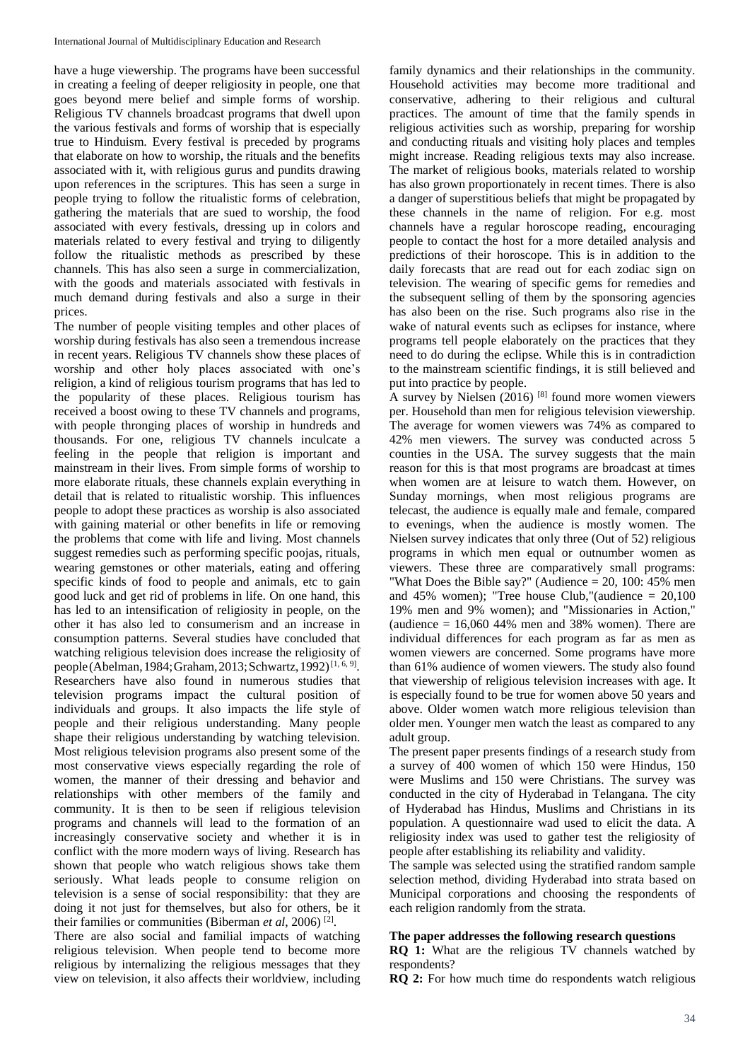have a huge viewership. The programs have been successful in creating a feeling of deeper religiosity in people, one that goes beyond mere belief and simple forms of worship. Religious TV channels broadcast programs that dwell upon the various festivals and forms of worship that is especially true to Hinduism. Every festival is preceded by programs that elaborate on how to worship, the rituals and the benefits associated with it, with religious gurus and pundits drawing upon references in the scriptures. This has seen a surge in people trying to follow the ritualistic forms of celebration, gathering the materials that are sued to worship, the food associated with every festivals, dressing up in colors and materials related to every festival and trying to diligently follow the ritualistic methods as prescribed by these channels. This has also seen a surge in commercialization, with the goods and materials associated with festivals in much demand during festivals and also a surge in their prices.

The number of people visiting temples and other places of worship during festivals has also seen a tremendous increase in recent years. Religious TV channels show these places of worship and other holy places associated with one's religion, a kind of religious tourism programs that has led to the popularity of these places. Religious tourism has received a boost owing to these TV channels and programs, with people thronging places of worship in hundreds and thousands. For one, religious TV channels inculcate a feeling in the people that religion is important and mainstream in their lives. From simple forms of worship to more elaborate rituals, these channels explain everything in detail that is related to ritualistic worship. This influences people to adopt these practices as worship is also associated with gaining material or other benefits in life or removing the problems that come with life and living. Most channels suggest remedies such as performing specific poojas, rituals, wearing gemstones or other materials, eating and offering specific kinds of food to people and animals, etc to gain good luck and get rid of problems in life. On one hand, this has led to an intensification of religiosity in people, on the other it has also led to consumerism and an increase in consumption patterns. Several studies have concluded that watching religious television does increase the religiosity of people (Abelman, 1984; Graham, 2013; Schwartz, 1992) [1, 6, 9]. Researchers have also found in numerous studies that television programs impact the cultural position of individuals and groups. It also impacts the life style of people and their religious understanding. Many people shape their religious understanding by watching television. Most religious television programs also present some of the most conservative views especially regarding the role of women, the manner of their dressing and behavior and relationships with other members of the family and community. It is then to be seen if religious television programs and channels will lead to the formation of an increasingly conservative society and whether it is in conflict with the more modern ways of living. Research has shown that people who watch religious shows take them seriously. What leads people to consume religion on television is a sense of social responsibility: that they are doing it not just for themselves, but also for others, be it their families or communities (Biberman *et al*, 2006) [2].

There are also social and familial impacts of watching religious television. When people tend to become more religious by internalizing the religious messages that they view on television, it also affects their worldview, including family dynamics and their relationships in the community. Household activities may become more traditional and conservative, adhering to their religious and cultural practices. The amount of time that the family spends in religious activities such as worship, preparing for worship and conducting rituals and visiting holy places and temples might increase. Reading religious texts may also increase. The market of religious books, materials related to worship has also grown proportionately in recent times. There is also a danger of superstitious beliefs that might be propagated by these channels in the name of religion. For e.g. most channels have a regular horoscope reading, encouraging people to contact the host for a more detailed analysis and predictions of their horoscope. This is in addition to the daily forecasts that are read out for each zodiac sign on television. The wearing of specific gems for remedies and the subsequent selling of them by the sponsoring agencies has also been on the rise. Such programs also rise in the wake of natural events such as eclipses for instance, where programs tell people elaborately on the practices that they need to do during the eclipse. While this is in contradiction to the mainstream scientific findings, it is still believed and put into practice by people.

A survey by Nielsen (2016) [8] found more women viewers per. Household than men for religious television viewership. The average for women viewers was 74% as compared to 42% men viewers. The survey was conducted across 5 counties in the USA. The survey suggests that the main reason for this is that most programs are broadcast at times when women are at leisure to watch them. However, on Sunday mornings, when most religious programs are telecast, the audience is equally male and female, compared to evenings, when the audience is mostly women. The Nielsen survey indicates that only three (Out of 52) religious programs in which men equal or outnumber women as viewers. These three are comparatively small programs: "What Does the Bible say?" (Audience = 20, 100: 45% men and 45% women); "Tree house Club,"(audience = 20,100 19% men and 9% women); and "Missionaries in Action," (audience = 16,060 44% men and 38% women). There are individual differences for each program as far as men as women viewers are concerned. Some programs have more than 61% audience of women viewers. The study also found that viewership of religious television increases with age. It is especially found to be true for women above 50 years and above. Older women watch more religious television than older men. Younger men watch the least as compared to any adult group.

The present paper presents findings of a research study from a survey of 400 women of which 150 were Hindus, 150 were Muslims and 150 were Christians. The survey was conducted in the city of Hyderabad in Telangana. The city of Hyderabad has Hindus, Muslims and Christians in its population. A questionnaire wad used to elicit the data. A religiosity index was used to gather test the religiosity of people after establishing its reliability and validity.

The sample was selected using the stratified random sample selection method, dividing Hyderabad into strata based on Municipal corporations and choosing the respondents of each religion randomly from the strata.

### The paper addresses the following research questions

**RQ 1:** What are the religious TV channels watched by respondents?

**RQ 2:** For how much time do respondents watch religious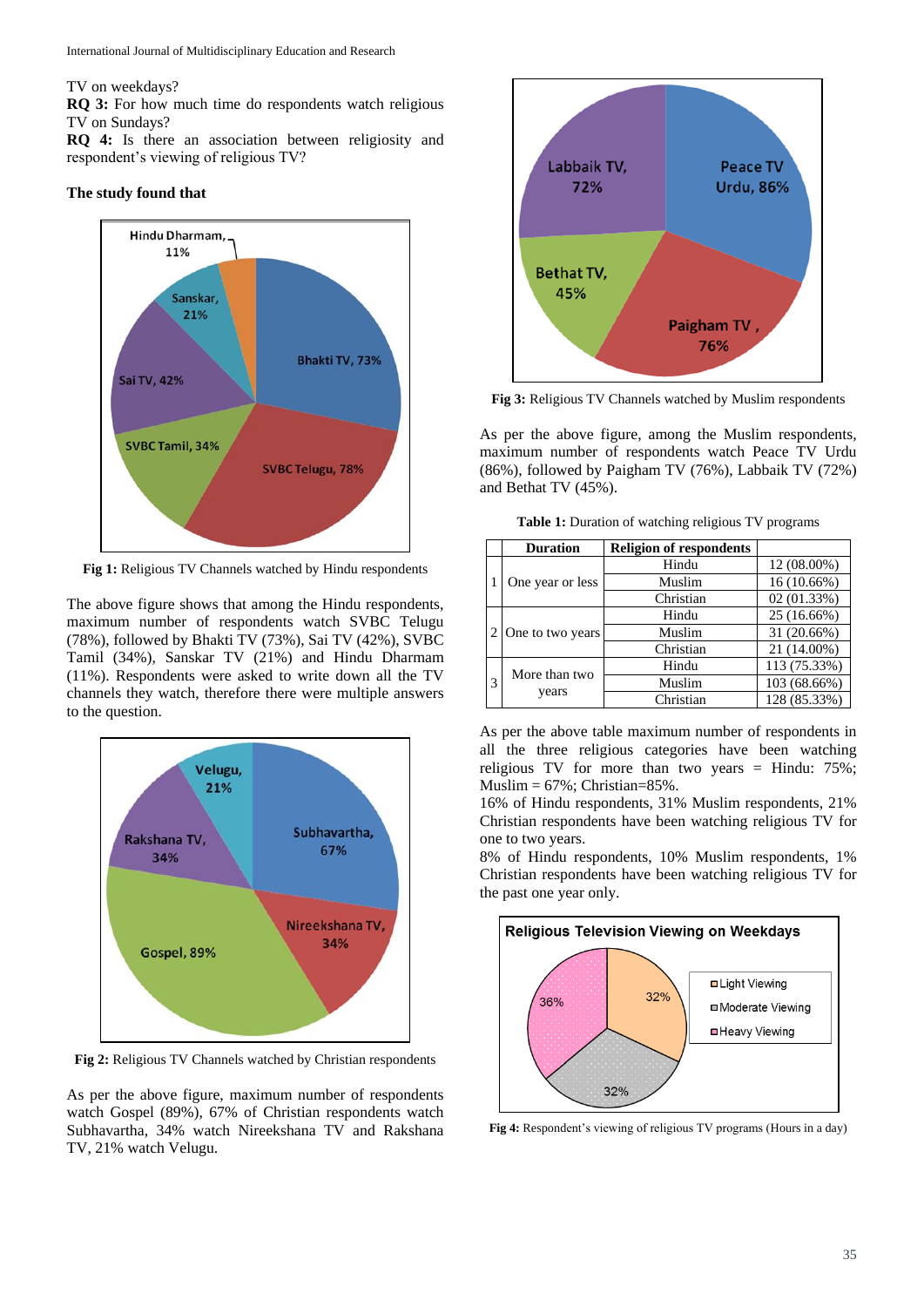TV on weekdays?

**RQ 3:** For how much time do respondents watch religious TV on Sundays?

**RQ 4:** Is there an association between religiosity and respondent's viewing of religious TV?

**The study found that**

Fig 1: Religious TV Channels watched by Hindu respondents

The above figure shows that among the Hindu respondents, maximum number of respondents watch SVBC Telugu (78%), followed by Bhakti TV (73%), Sai TV (42%), SVBC Tamil (34%), Sanskar TV (21%) and Hindu Dharmam (11%). Respondents were asked to write down all the TV channels they watch, therefore there were multiple answers to the question.

Fig 2: Religious TV Channels watched by Christian respondents

As per the above figure, maximum number of respondents watch Gospel (89%), 67% of Christian respondents watch Subhavartha, 34% watch Nireekshana TV and Rakshana TV, 21% watch Velugu.

Fig 3: Religious TV Channels watched by Muslim respondents

As per the above figure, among the Muslim respondents, maximum number of respondents watch Peace TV Urdu (86%), followed by Paigham TV (76%), Labbaik TV (72%) and Bethat TV (45%).

**Table 1:** Duration of watching religious TV programs

| | Duration | Religion of respondents | |
|---|---|---|---|
| 1 | One year or less | Hindu | 12 (08.00%) |
| | | Muslim | 16 (10.66%) |
| | | Christian | 02 (01.33%) |
| 2 | One to two years | Hindu | 25 (16.66%) |
| | | Muslim | 31 (20.66%) |
| | | Christian | 21 (14.00%) |
| 3 | More than two years | Hindu | 113 (75.33%) |
| | | Muslim | 103 (68.66%) |
| | | Christian | 128 (85.33%) |

As per the above table maximum number of respondents in all the three religious categories have been watching religious TV for more than two years = Hindu: 75%; Muslim = 67%; Christian=85%.

16% of Hindu respondents, 31% Muslim respondents, 21% Christian respondents have been watching religious TV for one to two years.

8% of Hindu respondents, 10% Muslim respondents, 1% Christian respondents have been watching religious TV for the past one year only.

Fig 4: Respondent's viewing of religious TV programs (Hours in a day)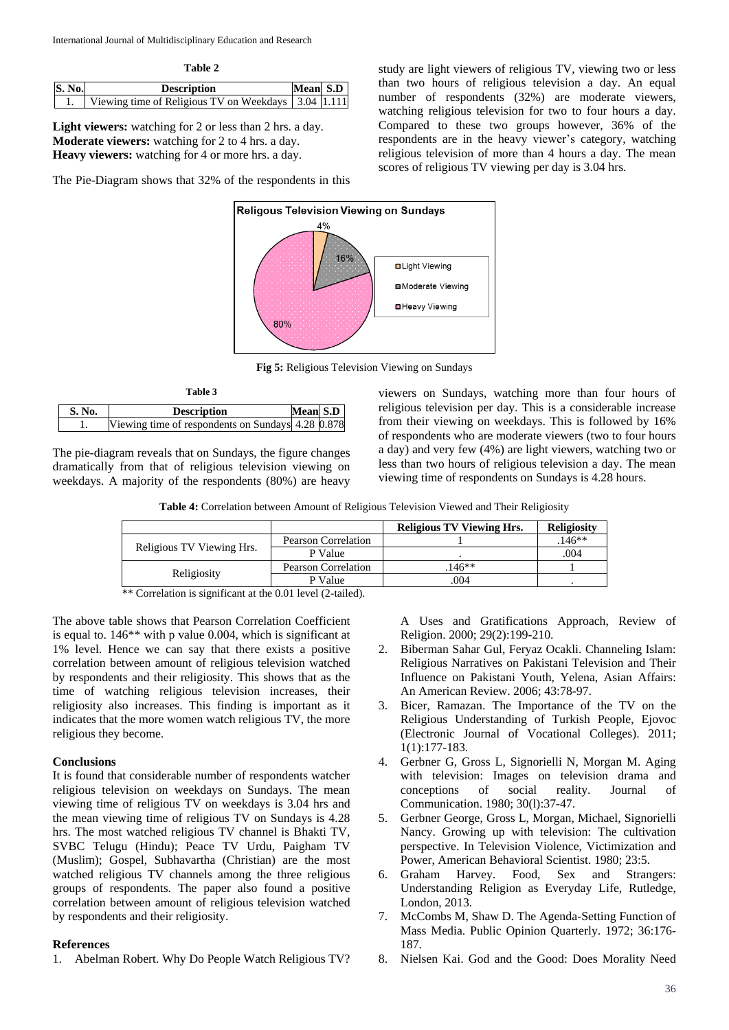**Table 2**

| S. No. | Description | Mean | S.D |
|---|---|---|---|
| 1. | Viewing time of Religious TV on Weekdays | 3.04 | 1.111 |

**Light viewers:** watching for 2 or less than 2 hrs. a day.
**Moderate viewers:** watching for 2 to 4 hrs. a day.
**Heavy viewers:** watching for 4 or more hrs. a day.

The Pie-Diagram shows that 32% of the respondents in this study are light viewers of religious TV, viewing two or less than two hours of religious television a day. An equal number of respondents (32%) are moderate viewers, watching religious television for two to four hours a day. Compared to these two groups however, 36% of the respondents are in the heavy viewer's category, watching religious television of more than 4 hours a day. The mean scores of religious TV viewing per day is 3.04 hrs.

**Fig 5:** Religious Television Viewing on Sundays

**Table 3**

| S. No. | Description | Mean | S.D |
|---|---|---|---|
| 1. | Viewing time of respondents on Sundays | 4.28 | 0.878 |

The pie-diagram reveals that on Sundays, the figure changes dramatically from that of religious television viewing on weekdays. A majority of the respondents (80%) are heavy viewers on Sundays, watching more than four hours of religious television per day. This is a considerable increase from their viewing on weekdays. This is followed by 16% of respondents who are moderate viewers (two to four hours a day) and very few (4%) are light viewers, watching two or less than two hours of religious television a day. The mean viewing time of respondents on Sundays is 4.28 hours.

**Table 4:** Correlation between Amount of Religious Television Viewed and Their Religiosity

| | | Religious TV Viewing Hrs. | Religiosity |
|---|---|---|---|
| Religious TV Viewing Hrs. | Pearson Correlation | 1 | .146** |
| | P Value | . | .004 |
| Religiosity | Pearson Correlation | .146** | 1 |
| | P Value | .004 | . |

** Correlation is significant at the 0.01 level (2-tailed).

The above table shows that Pearson Correlation Coefficient is equal to. 146** with p value 0.004, which is significant at 1% level. Hence we can say that there exists a positive correlation between amount of religious television watched by respondents and their religiosity. This shows that as the time of watching religious television increases, their religiosity also increases. This finding is important as it indicates that the more women watch religious TV, the more religious they become.

## Conclusions

It is found that considerable number of respondents watcher religious television on weekdays on Sundays. The mean viewing time of religious TV on weekdays is 3.04 hrs and the mean viewing time of religious TV on Sundays is 4.28 hrs. The most watched religious TV channel is Bhakti TV, SVBC Telugu (Hindu); Peace TV Urdu, Paigham TV (Muslim); Gospel, Subhavartha (Christian) are the most watched religious TV channels among the three religious groups of respondents. The paper also found a positive correlation between amount of religious television watched by respondents and their religiosity.

## References

1. Abelman Robert. Why Do People Watch Religious TV? A Uses and Gratifications Approach, Review of Religion. 2000; 29(2):199-210.
2. Biberman Sahar Gul, Feryaz Ocakli. Channeling Islam: Religious Narratives on Pakistani Television and Their Influence on Pakistani Youth, Yelena, Asian Affairs: An American Review. 2006; 43:78-97.
3. Bicer, Ramazan. The Importance of the TV on the Religious Understanding of Turkish People, Ejovoc (Electronic Journal of Vocational Colleges). 2011; 1(1):177-183.
4. Gerbner G, Gross L, Signorielli N, Morgan M. Aging with television: Images on television drama and conceptions of social reality. Journal of Communication. 1980; 30(l):37-47.
5. Gerbner George, Gross L, Morgan, Michael, Signorielli Nancy. Growing up with television: The cultivation perspective. In Television Violence, Victimization and Power, American Behavioral Scientist. 1980; 23:5.
6. Graham Harvey. Food, Sex and Strangers: Understanding Religion as Everyday Life, Rutledge, London, 2013.
7. McCombs M, Shaw D. The Agenda-Setting Function of Mass Media. Public Opinion Quarterly. 1972; 36:176-187.
8. Nielsen Kai. God and the Good: Does Morality Need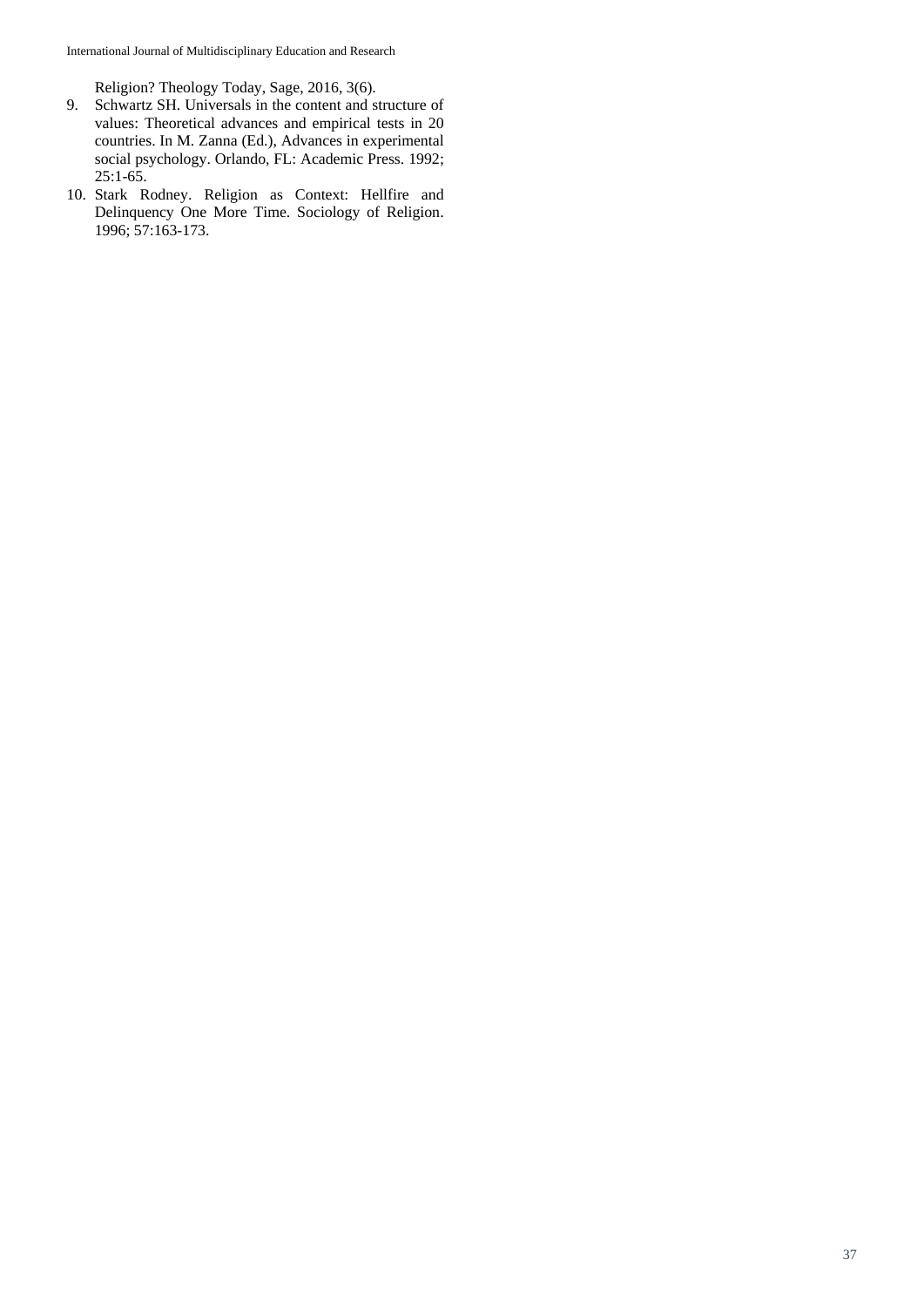Religion? Theology Today, Sage, 2016, 3(6).

9. Schwartz SH. Universals in the content and structure of values: Theoretical advances and empirical tests in 20 countries. In M. Zanna (Ed.), Advances in experimental social psychology. Orlando, FL: Academic Press. 1992; 25:1-65.
10. Stark Rodney. Religion as Context: Hellfire and Delinquency One More Time. Sociology of Religion. 1996; 57:163-173.